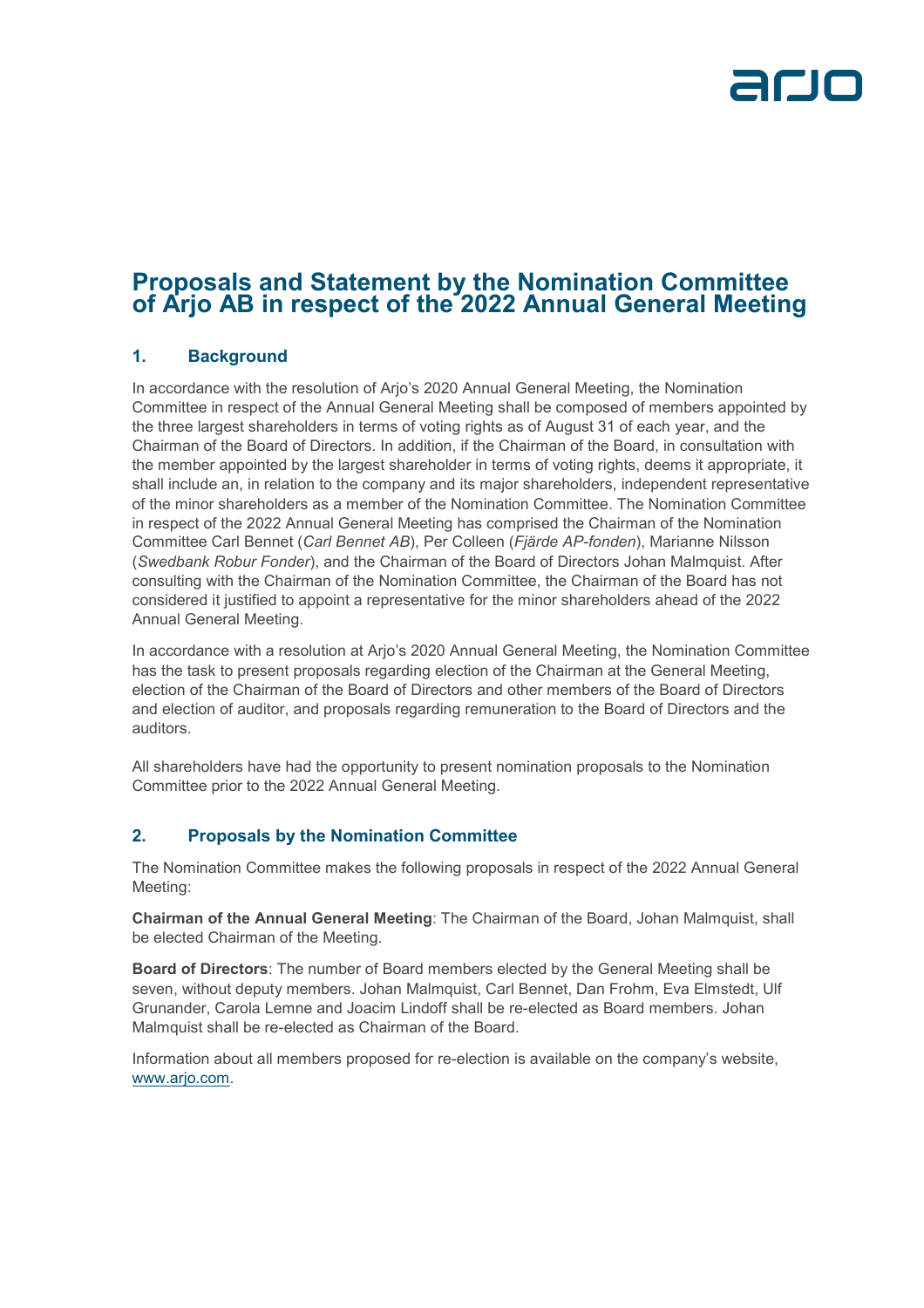# Proposals and Statement by the Nomination Committee of Arjo AB in respect of the 2022 Annual General Meeting

## 1. Background

In accordance with the resolution of Arjo's 2020 Annual General Meeting, the Nomination Committee in respect of the Annual General Meeting shall be composed of members appointed by the three largest shareholders in terms of voting rights as of August 31 of each year, and the Chairman of the Board of Directors. In addition, if the Chairman of the Board, in consultation with the member appointed by the largest shareholder in terms of voting rights, deems it appropriate, it shall include an, in relation to the company and its major shareholders, independent representative of the minor shareholders as a member of the Nomination Committee. The Nomination Committee in respect of the 2022 Annual General Meeting has comprised the Chairman of the Nomination Committee Carl Bennet (*Carl Bennet AB*), Per Colleen (*Fjärde AP-fonden*), Marianne Nilsson (*Swedbank Robur Fonder*), and the Chairman of the Board of Directors Johan Malmquist. After consulting with the Chairman of the Nomination Committee, the Chairman of the Board has not considered it justified to appoint a representative for the minor shareholders ahead of the 2022 Annual General Meeting.

In accordance with a resolution at Arjo's 2020 Annual General Meeting, the Nomination Committee has the task to present proposals regarding election of the Chairman at the General Meeting, election of the Chairman of the Board of Directors and other members of the Board of Directors and election of auditor, and proposals regarding remuneration to the Board of Directors and the auditors.

All shareholders have had the opportunity to present nomination proposals to the Nomination Committee prior to the 2022 Annual General Meeting.

## 2. Proposals by the Nomination Committee

The Nomination Committee makes the following proposals in respect of the 2022 Annual General Meeting:

**Chairman of the Annual General Meeting**: The Chairman of the Board, Johan Malmquist, shall be elected Chairman of the Meeting.

**Board of Directors**: The number of Board members elected by the General Meeting shall be seven, without deputy members. Johan Malmquist, Carl Bennet, Dan Frohm, Eva Elmstedt, Ulf Grunander, Carola Lemne and Joacim Lindoff shall be re-elected as Board members. Johan Malmquist shall be re-elected as Chairman of the Board.

Information about all members proposed for re-election is available on the company's website, www.arjo.com.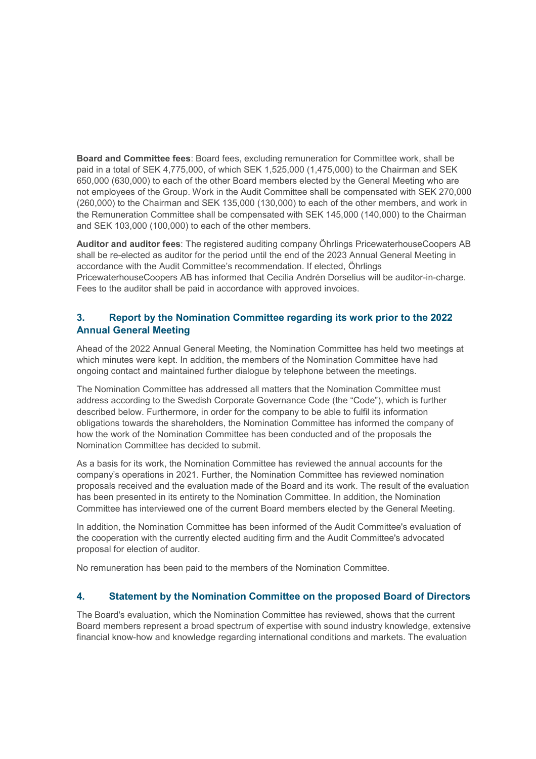**Board and Committee fees**: Board fees, excluding remuneration for Committee work, shall be paid in a total of SEK 4,775,000, of which SEK 1,525,000 (1,475,000) to the Chairman and SEK 650,000 (630,000) to each of the other Board members elected by the General Meeting who are not employees of the Group. Work in the Audit Committee shall be compensated with SEK 270,000 (260,000) to the Chairman and SEK 135,000 (130,000) to each of the other members, and work in the Remuneration Committee shall be compensated with SEK 145,000 (140,000) to the Chairman and SEK 103,000 (100,000) to each of the other members.

**Auditor and auditor fees**: The registered auditing company Öhrlings PricewaterhouseCoopers AB shall be re-elected as auditor for the period until the end of the 2023 Annual General Meeting in accordance with the Audit Committee's recommendation. If elected, Öhrlings PricewaterhouseCoopers AB has informed that Cecilia Andrén Dorselius will be auditor-in-charge. Fees to the auditor shall be paid in accordance with approved invoices.

## 3. Report by the Nomination Committee regarding its work prior to the 2022 Annual General Meeting

Ahead of the 2022 Annual General Meeting, the Nomination Committee has held two meetings at which minutes were kept. In addition, the members of the Nomination Committee have had ongoing contact and maintained further dialogue by telephone between the meetings.

The Nomination Committee has addressed all matters that the Nomination Committee must address according to the Swedish Corporate Governance Code (the "Code"), which is further described below. Furthermore, in order for the company to be able to fulfil its information obligations towards the shareholders, the Nomination Committee has informed the company of how the work of the Nomination Committee has been conducted and of the proposals the Nomination Committee has decided to submit.

As a basis for its work, the Nomination Committee has reviewed the annual accounts for the company's operations in 2021. Further, the Nomination Committee has reviewed nomination proposals received and the evaluation made of the Board and its work. The result of the evaluation has been presented in its entirety to the Nomination Committee. In addition, the Nomination Committee has interviewed one of the current Board members elected by the General Meeting.

In addition, the Nomination Committee has been informed of the Audit Committee's evaluation of the cooperation with the currently elected auditing firm and the Audit Committee's advocated proposal for election of auditor.

No remuneration has been paid to the members of the Nomination Committee.

## 4. Statement by the Nomination Committee on the proposed Board of Directors

The Board's evaluation, which the Nomination Committee has reviewed, shows that the current Board members represent a broad spectrum of expertise with sound industry knowledge, extensive financial know-how and knowledge regarding international conditions and markets. The evaluation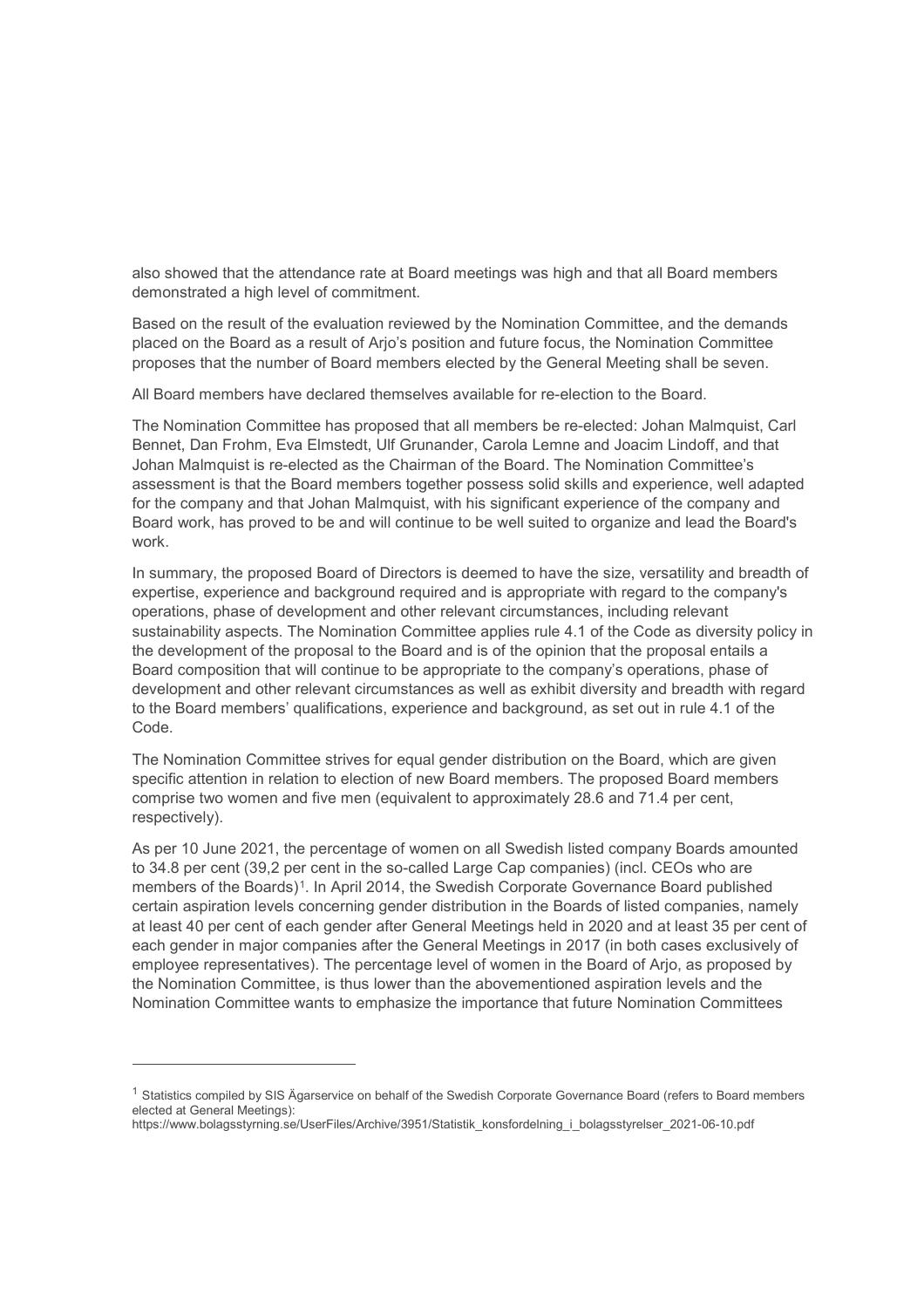also showed that the attendance rate at Board meetings was high and that all Board members demonstrated a high level of commitment.

Based on the result of the evaluation reviewed by the Nomination Committee, and the demands placed on the Board as a result of Arjo's position and future focus, the Nomination Committee proposes that the number of Board members elected by the General Meeting shall be seven.

All Board members have declared themselves available for re-election to the Board.

The Nomination Committee has proposed that all members be re-elected: Johan Malmquist, Carl Bennet, Dan Frohm, Eva Elmstedt, Ulf Grunander, Carola Lemne and Joacim Lindoff, and that Johan Malmquist is re-elected as the Chairman of the Board. The Nomination Committee's assessment is that the Board members together possess solid skills and experience, well adapted for the company and that Johan Malmquist, with his significant experience of the company and Board work, has proved to be and will continue to be well suited to organize and lead the Board's work.

In summary, the proposed Board of Directors is deemed to have the size, versatility and breadth of expertise, experience and background required and is appropriate with regard to the company's operations, phase of development and other relevant circumstances, including relevant sustainability aspects. The Nomination Committee applies rule 4.1 of the Code as diversity policy in the development of the proposal to the Board and is of the opinion that the proposal entails a Board composition that will continue to be appropriate to the company's operations, phase of development and other relevant circumstances as well as exhibit diversity and breadth with regard to the Board members' qualifications, experience and background, as set out in rule 4.1 of the Code.

The Nomination Committee strives for equal gender distribution on the Board, which are given specific attention in relation to election of new Board members. The proposed Board members comprise two women and five men (equivalent to approximately 28.6 and 71.4 per cent, respectively).

As per 10 June 2021, the percentage of women on all Swedish listed company Boards amounted to 34.8 per cent (39,2 per cent in the so-called Large Cap companies) (incl. CEOs who are members of the Boards)[1]. In April 2014, the Swedish Corporate Governance Board published certain aspiration levels concerning gender distribution in the Boards of listed companies, namely at least 40 per cent of each gender after General Meetings held in 2020 and at least 35 per cent of each gender in major companies after the General Meetings in 2017 (in both cases exclusively of employee representatives). The percentage level of women in the Board of Arjo, as proposed by the Nomination Committee, is thus lower than the abovementioned aspiration levels and the Nomination Committee wants to emphasize the importance that future Nomination Committees

---

[1] Statistics compiled by SIS Ägarservice on behalf of the Swedish Corporate Governance Board (refers to Board members elected at General Meetings):
https://www.bolagsstyrning.se/UserFiles/Archive/3951/Statistik_konsfordelning_i_bolagsstyrelser_2021-06-10.pdf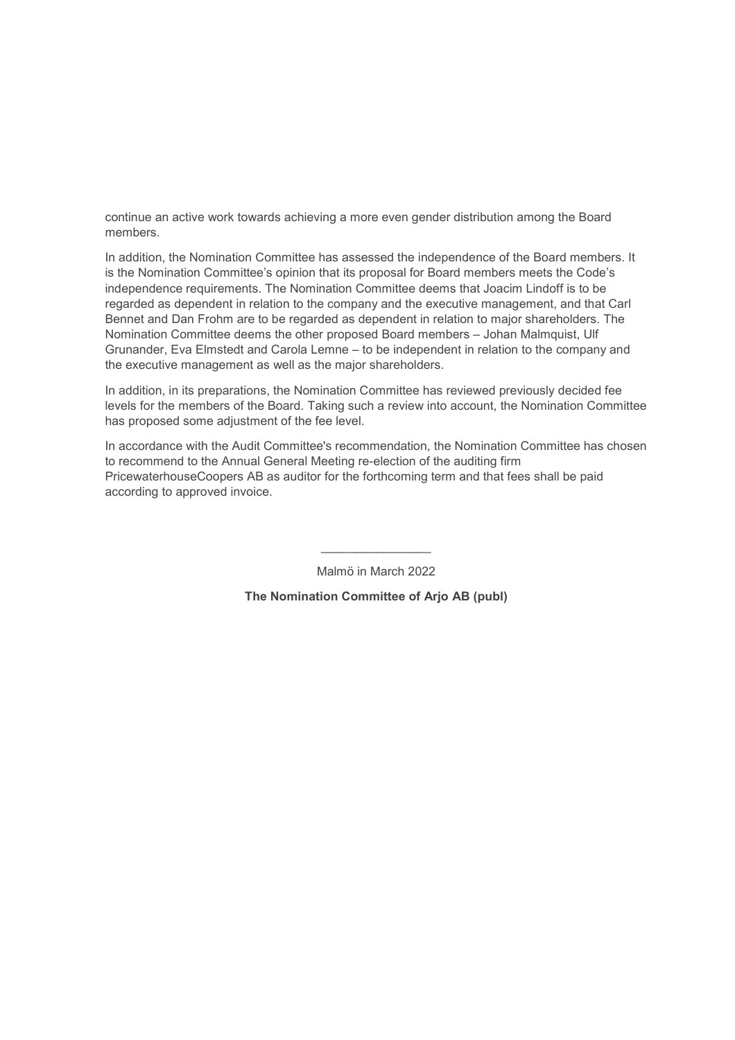continue an active work towards achieving a more even gender distribution among the Board members.

In addition, the Nomination Committee has assessed the independence of the Board members. It is the Nomination Committee's opinion that its proposal for Board members meets the Code's independence requirements. The Nomination Committee deems that Joacim Lindoff is to be regarded as dependent in relation to the company and the executive management, and that Carl Bennet and Dan Frohm are to be regarded as dependent in relation to major shareholders. The Nomination Committee deems the other proposed Board members – Johan Malmquist, Ulf Grunander, Eva Elmstedt and Carola Lemne – to be independent in relation to the company and the executive management as well as the major shareholders.

In addition, in its preparations, the Nomination Committee has reviewed previously decided fee levels for the members of the Board. Taking such a review into account, the Nomination Committee has proposed some adjustment of the fee level.

In accordance with the Audit Committee's recommendation, the Nomination Committee has chosen to recommend to the Annual General Meeting re-election of the auditing firm PricewaterhouseCoopers AB as auditor for the forthcoming term and that fees shall be paid according to approved invoice.

_______________

Malmö in March 2022

**The Nomination Committee of Arjo AB (publ)**